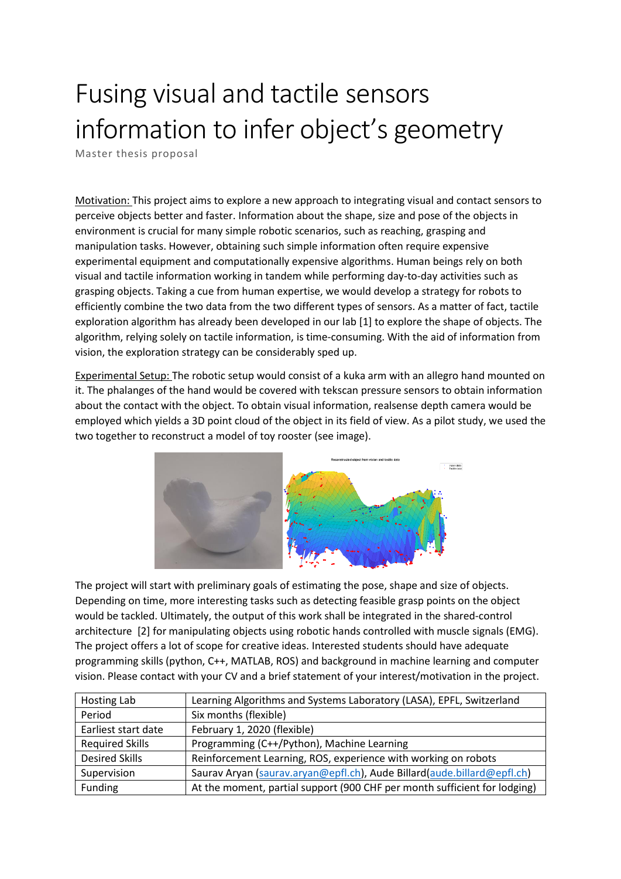# Fusing visual and tactile sensors information to infer object's geometry

Master thesis proposal

Motivation: This project aims to explore a new approach to integrating visual and contact sensors to perceive objects better and faster. Information about the shape, size and pose of the objects in environment is crucial for many simple robotic scenarios, such as reaching, grasping and manipulation tasks. However, obtaining such simple information often require expensive experimental equipment and computationally expensive algorithms. Human beings rely on both visual and tactile information working in tandem while performing day-to-day activities such as grasping objects. Taking a cue from human expertise, we would develop a strategy for robots to efficiently combine the two data from the two different types of sensors. As a matter of fact, tactile exploration algorithm has already been developed in our lab [1] to explore the shape of objects. The algorithm, relying solely on tactile information, is time-consuming. With the aid of information from vision, the exploration strategy can be considerably sped up.

Experimental Setup: The robotic setup would consist of a kuka arm with an allegro hand mounted on it. The phalanges of the hand would be covered with tekscan pressure sensors to obtain information about the contact with the object. To obtain visual information, realsense depth camera would be employed which yields a 3D point cloud of the object in its field of view. As a pilot study, we used the two together to reconstruct a model of toy rooster (see image).

The project will start with preliminary goals of estimating the pose, shape and size of objects. Depending on time, more interesting tasks such as detecting feasible grasp points on the object would be tackled. Ultimately, the output of this work shall be integrated in the shared-control architecture [2] for manipulating objects using robotic hands controlled with muscle signals (EMG). The project offers a lot of scope for creative ideas. Interested students should have adequate programming skills (python, C++, MATLAB, ROS) and background in machine learning and computer vision. Please contact with your CV and a brief statement of your interest/motivation in the project.

| | |
|---|---|
| Hosting Lab | Learning Algorithms and Systems Laboratory (LASA), EPFL, Switzerland |
| Period | Six months (flexible) |
| Earliest start date | February 1, 2020 (flexible) |
| Required Skills | Programming (C++/Python), Machine Learning |
| Desired Skills | Reinforcement Learning, ROS, experience with working on robots |
| Supervision | Saurav Aryan (saurav.aryan@epfl.ch), Aude Billard(aude.billard@epfl.ch) |
| Funding | At the moment, partial support (900 CHF per month sufficient for lodging) |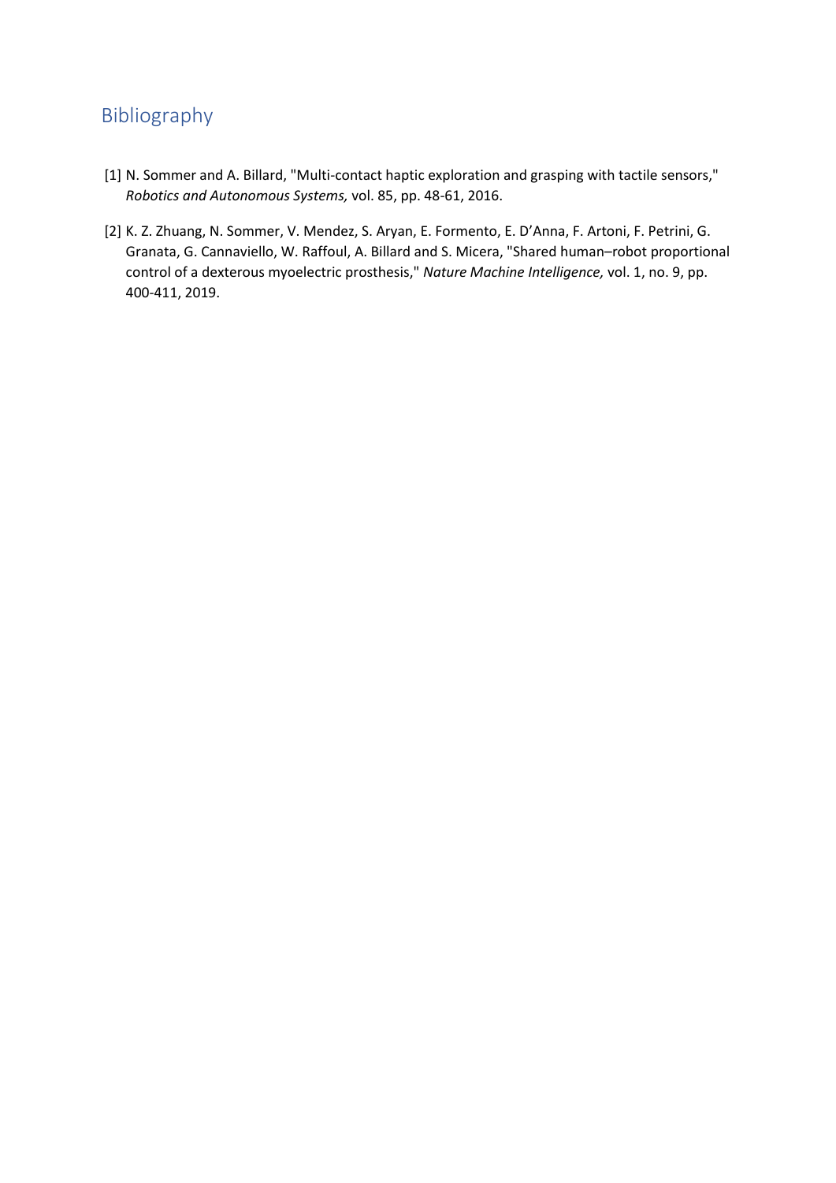## Bibliography

[1] N. Sommer and A. Billard, "Multi-contact haptic exploration and grasping with tactile sensors," *Robotics and Autonomous Systems,* vol. 85, pp. 48-61, 2016.

[2] K. Z. Zhuang, N. Sommer, V. Mendez, S. Aryan, E. Formento, E. D'Anna, F. Artoni, F. Petrini, G. Granata, G. Cannaviello, W. Raffoul, A. Billard and S. Micera, "Shared human–robot proportional control of a dexterous myoelectric prosthesis," *Nature Machine Intelligence,* vol. 1, no. 9, pp. 400-411, 2019.